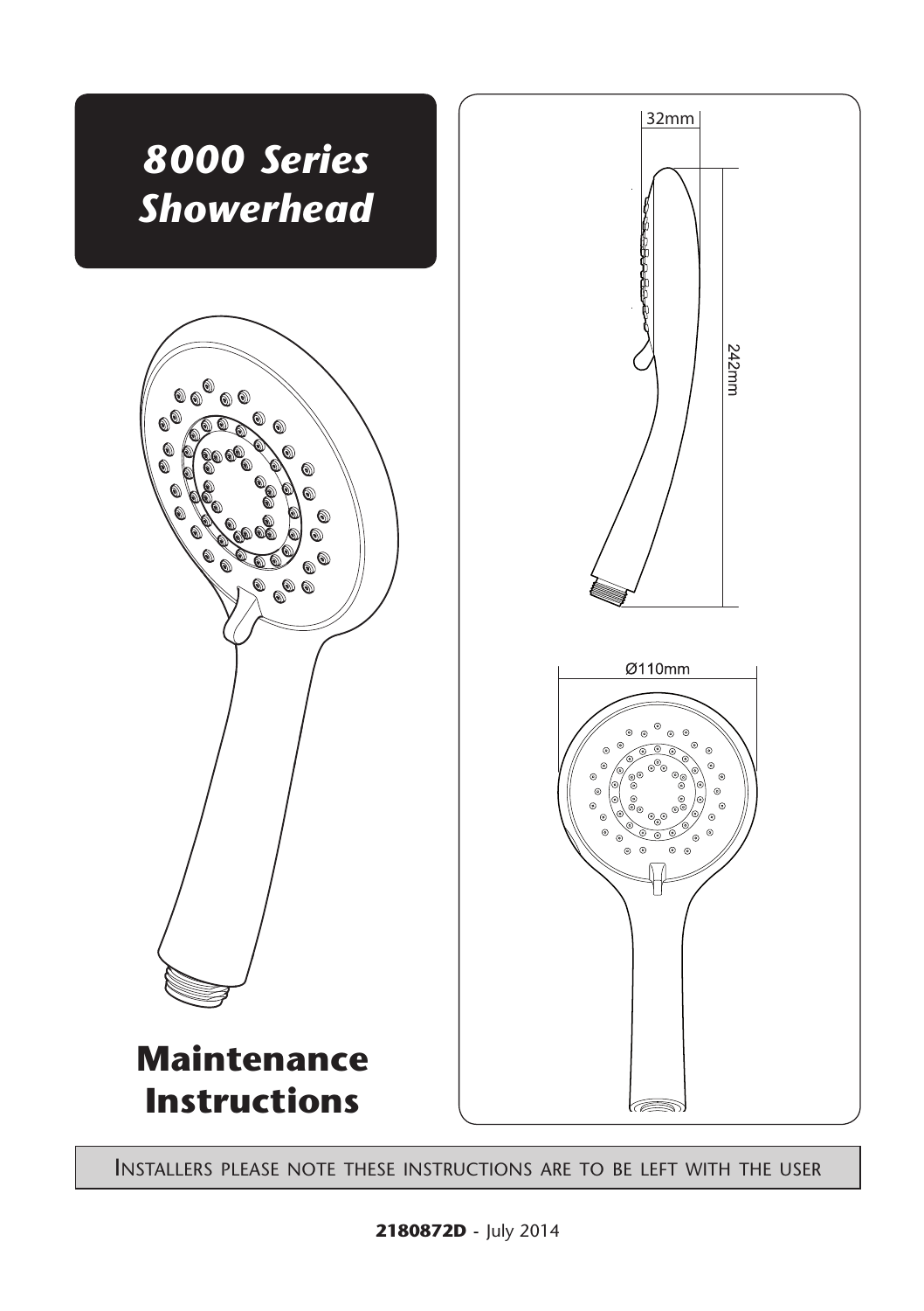# *8000 Series Showerhead*

32mm

242mm

Ø110mm

# Maintenance Instructions

INSTALLERS PLEASE NOTE THESE INSTRUCTIONS ARE TO BE LEFT WITH THE USER

**2180872D** - July 2014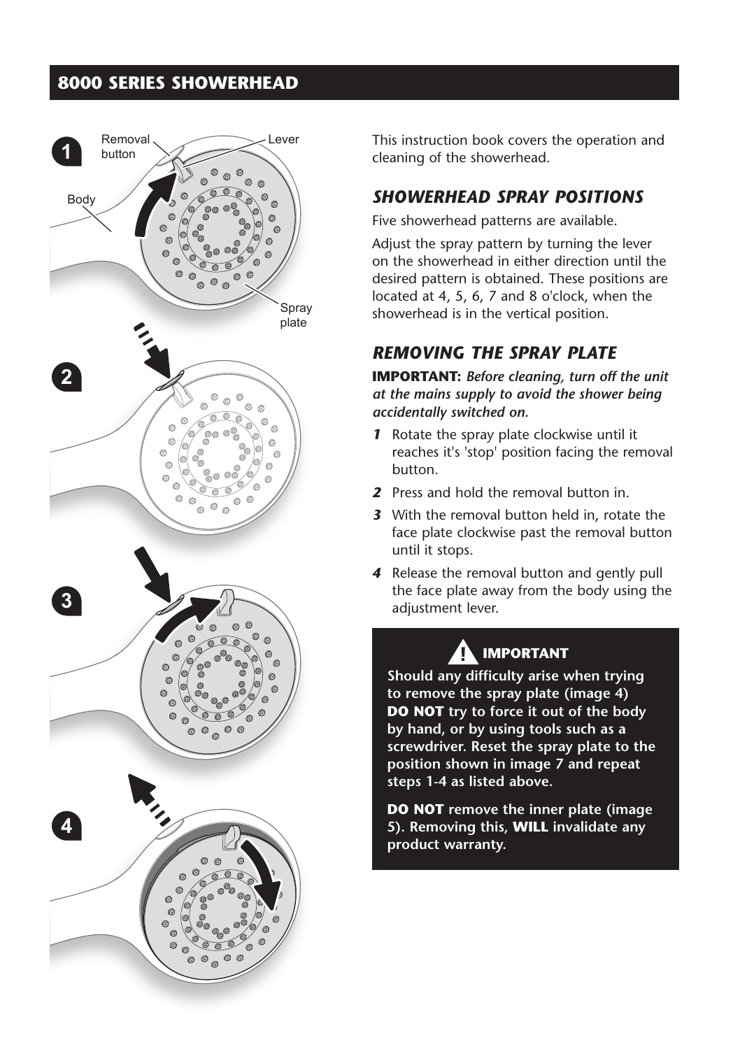## 8000 SERIES SHOWERHEAD

This instruction book covers the operation and cleaning of the showerhead.

### *SHOWERHEAD SPRAY POSITIONS*

Five showerhead patterns are available.

Adjust the spray pattern by turning the lever on the showerhead in either direction until the desired pattern is obtained. These positions are located at 4, 5, 6, 7 and 8 o'clock, when the showerhead is in the vertical position.

### *REMOVING THE SPRAY PLATE*

**IMPORTANT:** ***Before cleaning, turn off the unit at the mains supply to avoid the shower being accidentally switched on.***

1. Rotate the spray plate clockwise until it reaches it's 'stop' position facing the removal button.
2. Press and hold the removal button in.
3. With the removal button held in, rotate the face plate clockwise past the removal button until it stops.
4. Release the removal button and gently pull the face plate away from the body using the adjustment lever.

**IMPORTANT**

**Should any difficulty arise when trying to remove the spray plate (image 4) DO NOT try to force it out of the body by hand, or by using tools such as a screwdriver. Reset the spray plate to the position shown in image 7 and repeat steps 1-4 as listed above.**

**DO NOT remove the inner plate (image 5). Removing this, WILL invalidate any product warranty.**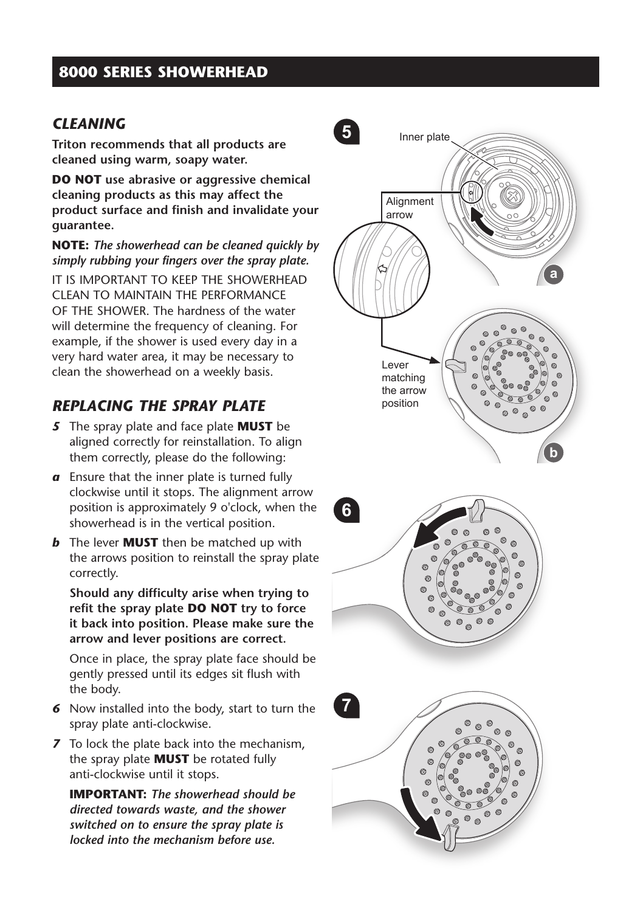## 8000 SERIES SHOWERHEAD

### *CLEANING*

**Triton recommends that all products are cleaned using warm, soapy water.**

**DO NOT use abrasive or aggressive chemical cleaning products as this may affect the product surface and finish and invalidate your guarantee.**

**NOTE:** ***The showerhead can be cleaned quickly by simply rubbing your fingers over the spray plate.***

IT IS IMPORTANT TO KEEP THE SHOWERHEAD CLEAN TO MAINTAIN THE PERFORMANCE OF THE SHOWER. The hardness of the water will determine the frequency of cleaning. For example, if the shower is used every day in a very hard water area, it may be necessary to clean the showerhead on a weekly basis.

### *REPLACING THE SPRAY PLATE*

***5*** The spray plate and face plate **MUST** be aligned correctly for reinstallation. To align them correctly, please do the following:

***a*** Ensure that the inner plate is turned fully clockwise until it stops. The alignment arrow position is approximately 9 o'clock, when the showerhead is in the vertical position.

***b*** The lever **MUST** then be matched up with the arrows position to reinstall the spray plate correctly.

**Should any difficulty arise when trying to refit the spray plate DO NOT try to force it back into position. Please make sure the arrow and lever positions are correct.**

Once in place, the spray plate face should be gently pressed until its edges sit flush with the body.

***6*** Now installed into the body, start to turn the spray plate anti-clockwise.

***7*** To lock the plate back into the mechanism, the spray plate **MUST** be rotated fully anti-clockwise until it stops.

**IMPORTANT:** ***The showerhead should be directed towards waste, and the shower switched on to ensure the spray plate is locked into the mechanism before use.***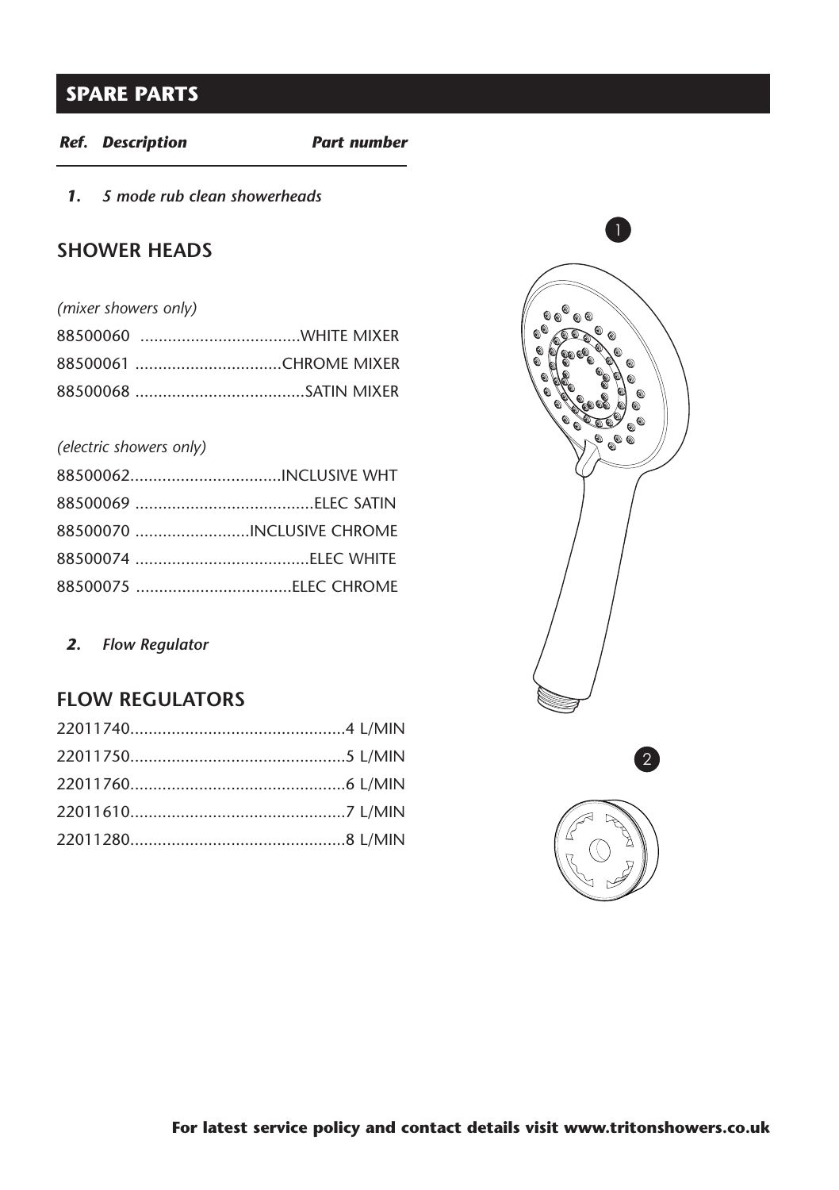## SPARE PARTS

| *Ref.* | *Description* | *Part number* |
|---|---|---|

***1.*** *5 mode rub clean showerheads*

### SHOWER HEADS

*(mixer showers only)*

88500060 ...................................WHITE MIXER
88500061 ................................CHROME MIXER
88500068 .....................................SATIN MIXER

*(electric showers only)*

88500062.................................INCLUSIVE WHT
88500069 .......................................ELEC SATIN
88500070 .........................INCLUSIVE CHROME
88500074 ......................................ELEC WHITE
88500075 ..................................ELEC CHROME

***2.*** *Flow Regulator*

### FLOW REGULATORS

22011740...............................................4 L/MIN
22011750...............................................5 L/MIN
22011760...............................................6 L/MIN
22011610...............................................7 L/MIN
22011280...............................................8 L/MIN

1

2

**For latest service policy and contact details visit www.tritonshowers.co.uk**